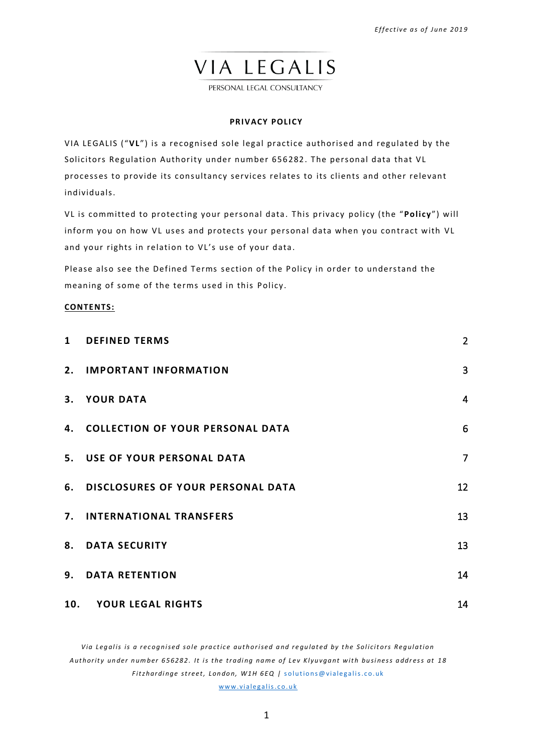*Effective as of June 2019*

# VIA LEGALIS

PERSONAL LEGAL CONSULTANCY

**PRIVACY POLICY**

VIA LEGALIS ("**VL**") is a recognised sole legal practice authorised and regulated by the Solicitors Regulation Authority under number 656282. The personal data that VL processes to provide its consultancy services relates to its clients and other relevant individuals.

VL is committed to protecting your personal data. This privacy policy (the "**Policy**") will inform you on how VL uses and protects your personal data when you contract with VL and your rights in relation to VL's use of your data.

Please also see the Defined Terms section of the Policy in order to understand the meaning of some of the terms used in this Policy.

**CONTENTS:**

| | | |
|---|---|---|
| 1 | DEFINED TERMS | 2 |
| 2. | IMPORTANT INFORMATION | 3 |
| 3. | YOUR DATA | 4 |
| 4. | COLLECTION OF YOUR PERSONAL DATA | 6 |
| 5. | USE OF YOUR PERSONAL DATA | 7 |
| 6. | DISCLOSURES OF YOUR PERSONAL DATA | 12 |
| 7. | INTERNATIONAL TRANSFERS | 13 |
| 8. | DATA SECURITY | 13 |
| 9. | DATA RETENTION | 14 |
| 10. | YOUR LEGAL RIGHTS | 14 |

*Via Legalis is a recognised sole practice authorised and regulated by the Solicitors Regulation Authority under number 656282. It is the trading name of Lev Klyuvgant with business address at 18 Fitzhardinge street, London, W1H 6EQ |* solutions@vialegalis.co.uk
www.vialegalis.co.uk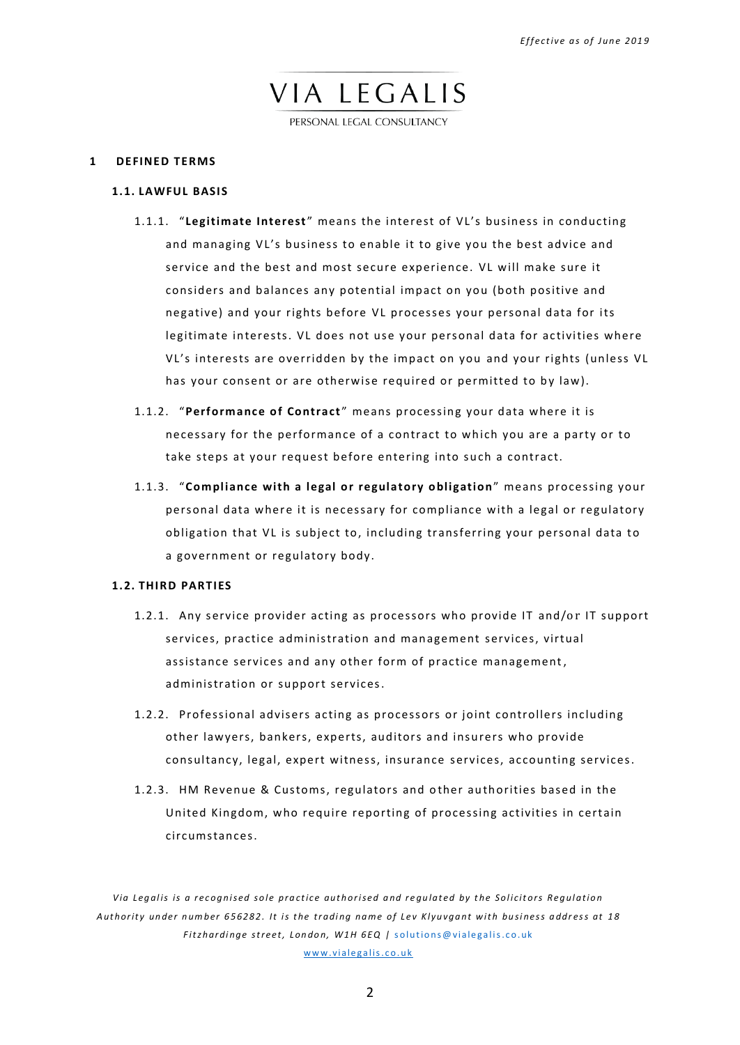## 1 DEFINED TERMS

### 1.1. LAWFUL BASIS

1.1.1. "**Legitimate Interest**" means the interest of VL's business in conducting and managing VL's business to enable it to give you the best advice and service and the best and most secure experience. VL will make sure it considers and balances any potential impact on you (both positive and negative) and your rights before VL processes your personal data for its legitimate interests. VL does not use your personal data for activities where VL's interests are overridden by the impact on you and your rights (unless VL has your consent or are otherwise required or permitted to by law).

1.1.2. "**Performance of Contract**" means processing your data where it is necessary for the performance of a contract to which you are a party or to take steps at your request before entering into such a contract.

1.1.3. "**Compliance with a legal or regulatory obligation**" means processing your personal data where it is necessary for compliance with a legal or regulatory obligation that VL is subject to, including transferring your personal data to a government or regulatory body.

### 1.2. THIRD PARTIES

1.2.1. Any service provider acting as processors who provide IT and/or IT support services, practice administration and management services, virtual assistance services and any other form of practice management, administration or support services.

1.2.2. Professional advisers acting as processors or joint controllers including other lawyers, bankers, experts, auditors and insurers who provide consultancy, legal, expert witness, insurance services, accounting services.

1.2.3. HM Revenue & Customs, regulators and other authorities based in the United Kingdom, who require reporting of processing activities in certain circumstances.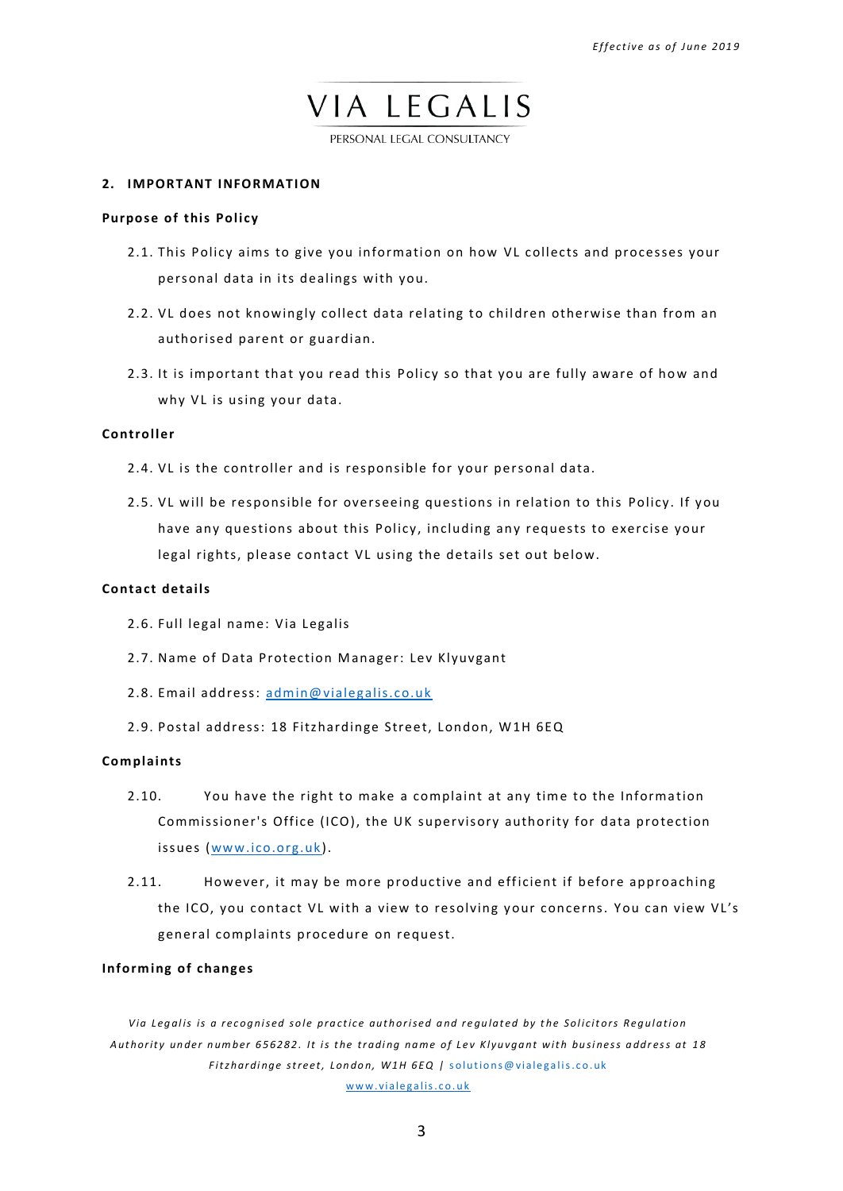## 2. IMPORTANT INFORMATION

**Purpose of this Policy**

2.1. This Policy aims to give you information on how VL collects and processes your personal data in its dealings with you.

2.2. VL does not knowingly collect data relating to children otherwise than from an authorised parent or guardian.

2.3. It is important that you read this Policy so that you are fully aware of how and why VL is using your data.

**Controller**

2.4. VL is the controller and is responsible for your personal data.

2.5. VL will be responsible for overseeing questions in relation to this Policy. If you have any questions about this Policy, including any requests to exercise your legal rights, please contact VL using the details set out below.

**Contact details**

2.6. Full legal name: Via Legalis

2.7. Name of Data Protection Manager: Lev Klyuvgant

2.8. Email address: admin@vialegalis.co.uk

2.9. Postal address: 18 Fitzhardinge Street, London, W1H 6EQ

**Complaints**

2.10. You have the right to make a complaint at any time to the Information Commissioner's Office (ICO), the UK supervisory authority for data protection issues (www.ico.org.uk).

2.11. However, it may be more productive and efficient if before approaching the ICO, you contact VL with a view to resolving your concerns. You can view VL's general complaints procedure on request.

**Informing of changes**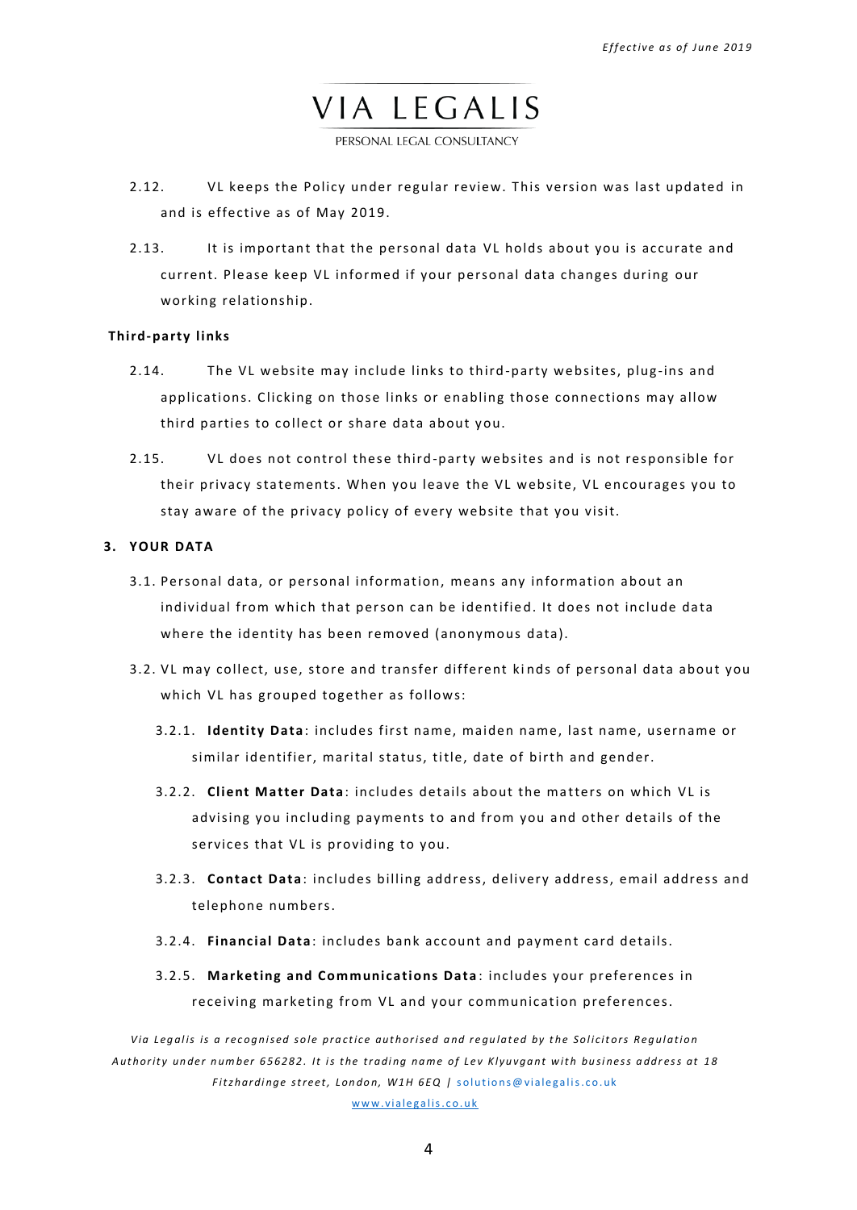2.12. VL keeps the Policy under regular review. This version was last updated in and is effective as of May 2019.

2.13. It is important that the personal data VL holds about you is accurate and current. Please keep VL informed if your personal data changes during our working relationship.

**Third-party links**

2.14. The VL website may include links to third-party websites, plug-ins and applications. Clicking on those links or enabling those connections may allow third parties to collect or share data about you.

2.15. VL does not control these third-party websites and is not responsible for their privacy statements. When you leave the VL website, VL encourages you to stay aware of the privacy policy of every website that you visit.

## 3. YOUR DATA

3.1. Personal data, or personal information, means any information about an individual from which that person can be identified. It does not include data where the identity has been removed (anonymous data).

3.2. VL may collect, use, store and transfer different kinds of personal data about you which VL has grouped together as follows:

3.2.1. **Identity Data**: includes first name, maiden name, last name, username or similar identifier, marital status, title, date of birth and gender.

3.2.2. **Client Matter Data**: includes details about the matters on which VL is advising you including payments to and from you and other details of the services that VL is providing to you.

3.2.3. **Contact Data**: includes billing address, delivery address, email address and telephone numbers.

3.2.4. **Financial Data**: includes bank account and payment card details.

3.2.5. **Marketing and Communications Data**: includes your preferences in receiving marketing from VL and your communication preferences.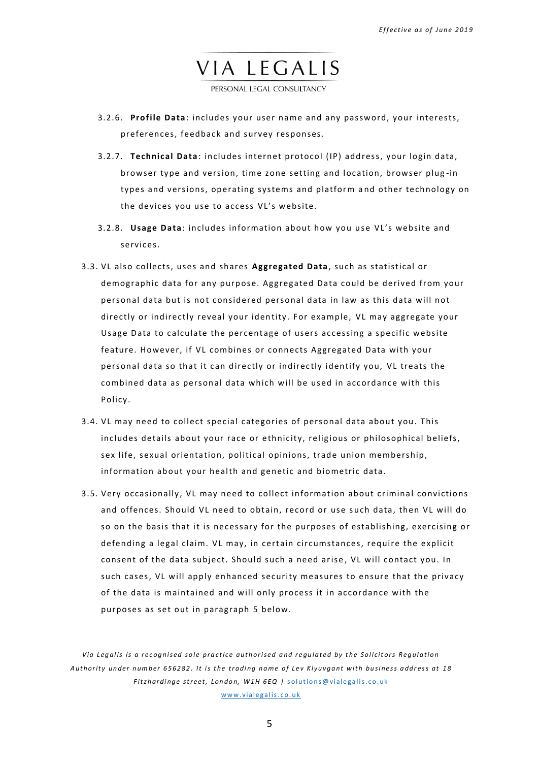3.2.6. **Profile Data**: includes your user name and any password, your interests, preferences, feedback and survey responses.

3.2.7. **Technical Data**: includes internet protocol (IP) address, your login data, browser type and version, time zone setting and location, browser plug-in types and versions, operating systems and platform and other technology on the devices you use to access VL's website.

3.2.8. **Usage Data**: includes information about how you use VL's website and services.

3.3. VL also collects, uses and shares **Aggregated Data**, such as statistical or demographic data for any purpose. Aggregated Data could be derived from your personal data but is not considered personal data in law as this data will not directly or indirectly reveal your identity. For example, VL may aggregate your Usage Data to calculate the percentage of users accessing a specific website feature. However, if VL combines or connects Aggregated Data with your personal data so that it can directly or indirectly identify you, VL treats the combined data as personal data which will be used in accordance with this Policy.

3.4. VL may need to collect special categories of personal data about you. This includes details about your race or ethnicity, religious or philosophical beliefs, sex life, sexual orientation, political opinions, trade union membership, information about your health and genetic and biometric data.

3.5. Very occasionally, VL may need to collect information about criminal convictions and offences. Should VL need to obtain, record or use such data, then VL will do so on the basis that it is necessary for the purposes of establishing, exercising or defending a legal claim. VL may, in certain circumstances, require the explicit consent of the data subject. Should such a need arise, VL will contact you. In such cases, VL will apply enhanced security measures to ensure that the privacy of the data is maintained and will only process it in accordance with the purposes as set out in paragraph 5 below.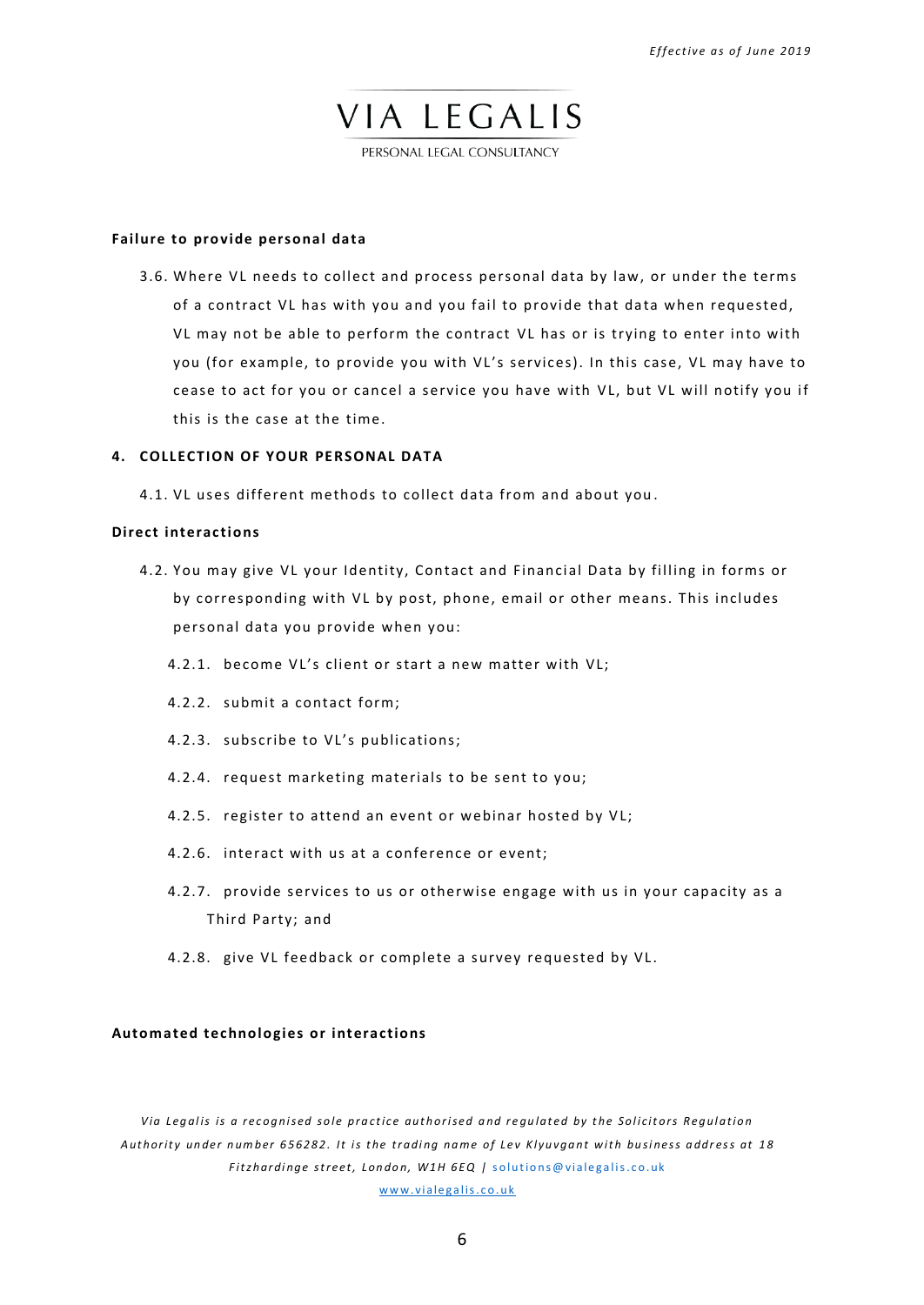**Failure to provide personal data**

3.6. Where VL needs to collect and process personal data by law, or under the terms of a contract VL has with you and you fail to provide that data when requested, VL may not be able to perform the contract VL has or is trying to enter into with you (for example, to provide you with VL's services). In this case, VL may have to cease to act for you or cancel a service you have with VL, but VL will notify you if this is the case at the time.

## 4. COLLECTION OF YOUR PERSONAL DATA

4.1. VL uses different methods to collect data from and about you.

**Direct interactions**

4.2. You may give VL your Identity, Contact and Financial Data by filling in forms or by corresponding with VL by post, phone, email or other means. This includes personal data you provide when you:

4.2.1. become VL's client or start a new matter with VL;

4.2.2. submit a contact form;

4.2.3. subscribe to VL's publications;

4.2.4. request marketing materials to be sent to you;

4.2.5. register to attend an event or webinar hosted by VL;

4.2.6. interact with us at a conference or event;

4.2.7. provide services to us or otherwise engage with us in your capacity as a Third Party; and

4.2.8. give VL feedback or complete a survey requested by VL.

**Automated technologies or interactions**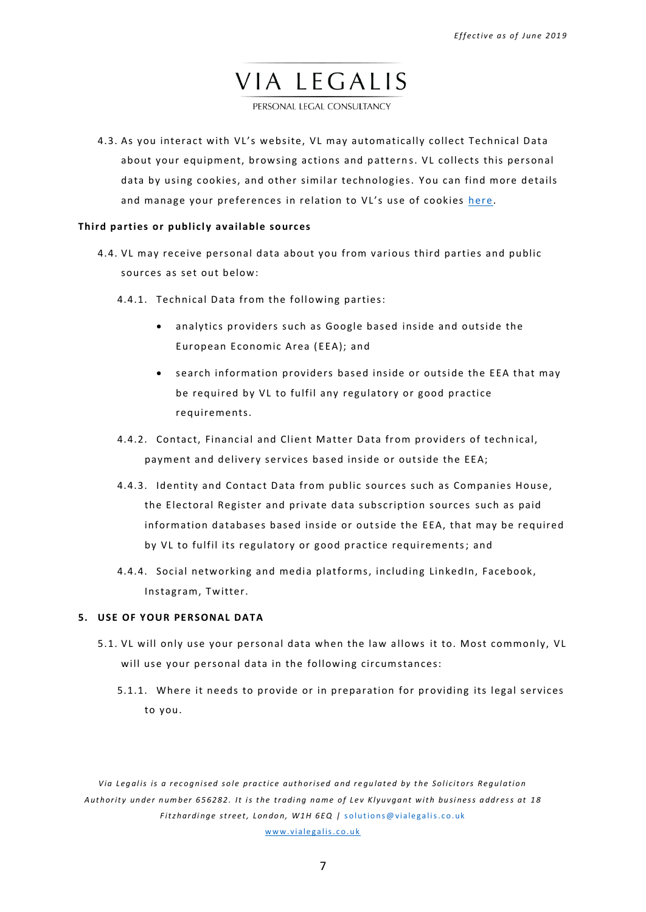4.3. As you interact with VL's website, VL may automatically collect Technical Data about your equipment, browsing actions and patterns. VL collects this personal data by using cookies, and other similar technologies. You can find more details and manage your preferences in relation to VL's use of cookies [here](#).

**Third parties or publicly available sources**

4.4. VL may receive personal data about you from various third parties and public sources as set out below:

4.4.1. Technical Data from the following parties:

- analytics providers such as Google based inside and outside the European Economic Area (EEA); and
- search information providers based inside or outside the EEA that may be required by VL to fulfil any regulatory or good practice requirements.

4.4.2. Contact, Financial and Client Matter Data from providers of technical, payment and delivery services based inside or outside the EEA;

4.4.3. Identity and Contact Data from public sources such as Companies House, the Electoral Register and private data subscription sources such as paid information databases based inside or outside the EEA, that may be required by VL to fulfil its regulatory or good practice requirements; and

4.4.4. Social networking and media platforms, including LinkedIn, Facebook, Instagram, Twitter.

## 5. USE OF YOUR PERSONAL DATA

5.1. VL will only use your personal data when the law allows it to. Most commonly, VL will use your personal data in the following circumstances:

5.1.1. Where it needs to provide or in preparation for providing its legal services to you.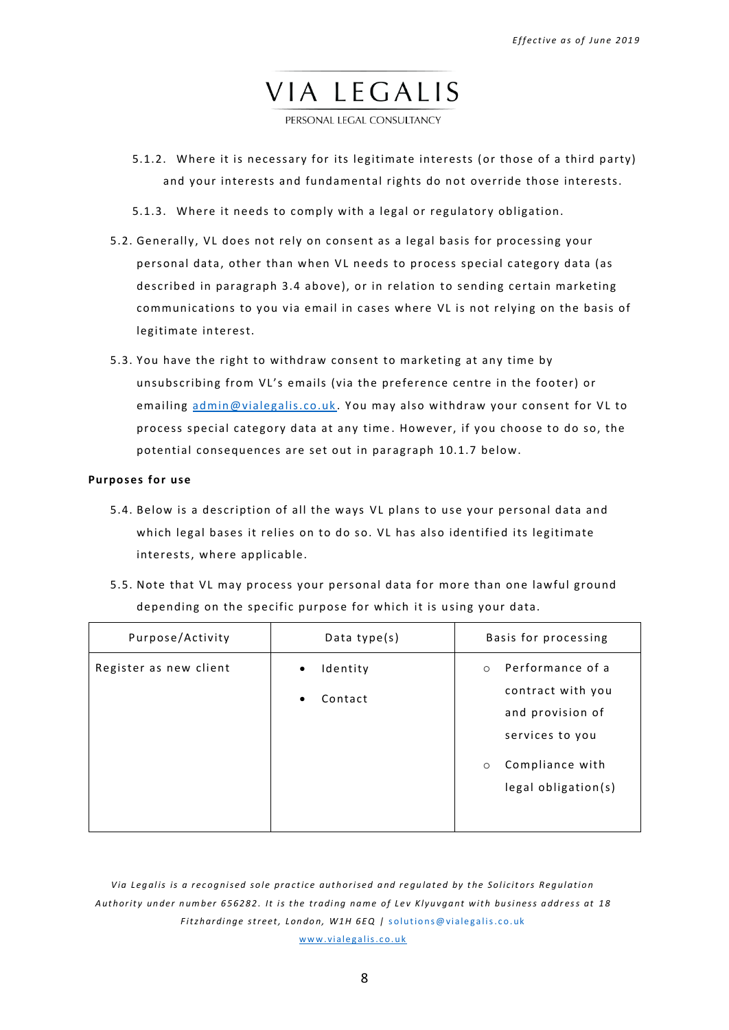5.1.2. Where it is necessary for its legitimate interests (or those of a third party) and your interests and fundamental rights do not override those interests.

5.1.3. Where it needs to comply with a legal or regulatory obligation.

5.2. Generally, VL does not rely on consent as a legal basis for processing your personal data, other than when VL needs to process special category data (as described in paragraph 3.4 above), or in relation to sending certain marketing communications to you via email in cases where VL is not relying on the basis of legitimate interest.

5.3. You have the right to withdraw consent to marketing at any time by unsubscribing from VL's emails (via the preference centre in the footer) or emailing [admin@vialegalis.co.uk](mailto:admin@vialegalis.co.uk). You may also withdraw your consent for VL to process special category data at any time. However, if you choose to do so, the potential consequences are set out in paragraph 10.1.7 below.

**Purposes for use**

5.4. Below is a description of all the ways VL plans to use your personal data and which legal bases it relies on to do so. VL has also identified its legitimate interests, where applicable.

5.5. Note that VL may process your personal data for more than one lawful ground depending on the specific purpose for which it is using your data.

| Purpose/Activity | Data type(s) | Basis for processing |
|---|---|---|
| Register as new client | • Identity<br>• Contact | ○ Performance of a contract with you and provision of services to you<br>○ Compliance with legal obligation(s) |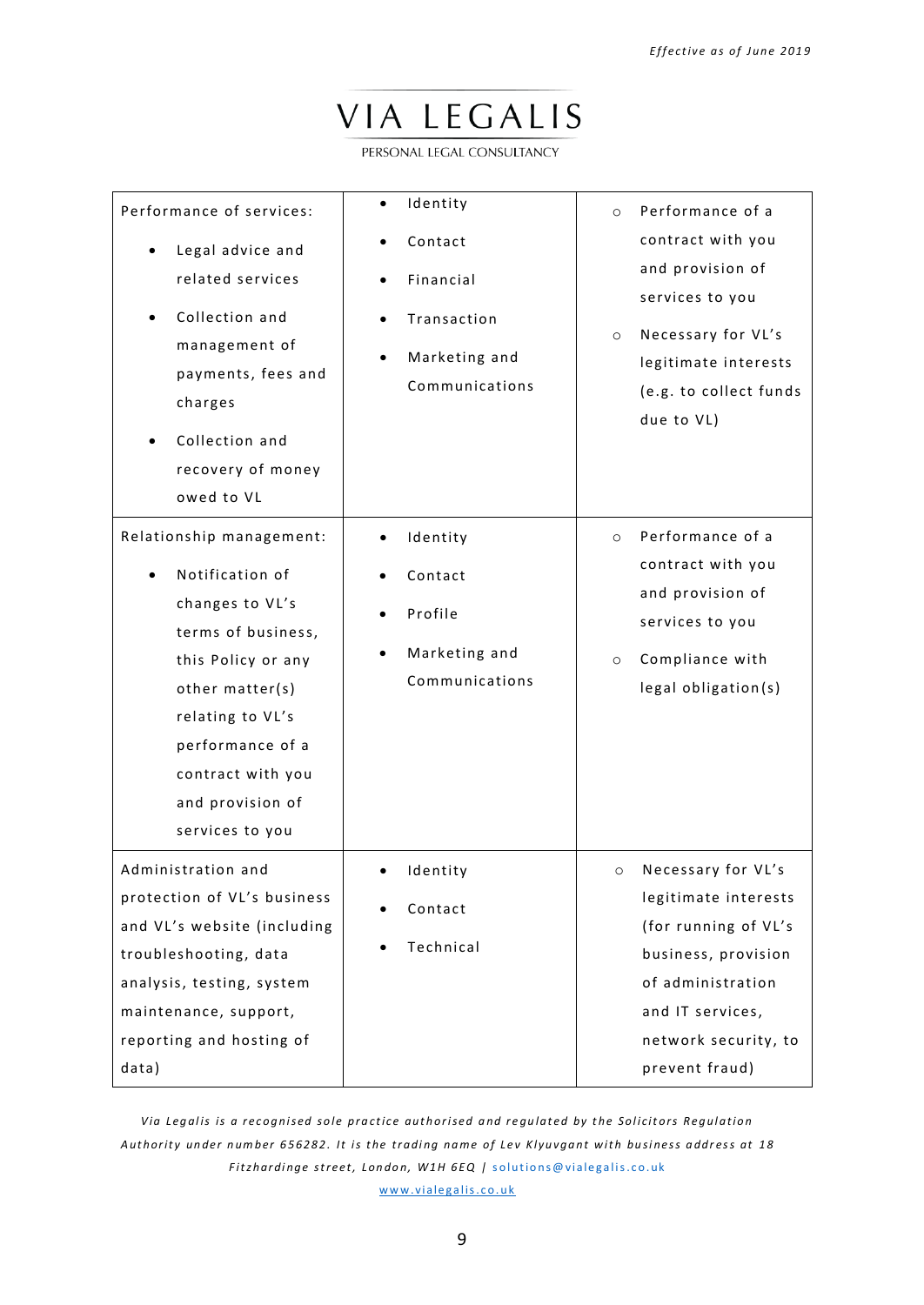| Performance of services:<br>• Legal advice and related services<br>• Collection and management of payments, fees and charges<br>• Collection and recovery of money owed to VL | • Identity<br>• Contact<br>• Financial<br>• Transaction<br>• Marketing and Communications | ○ Performance of a contract with you and provision of services to you<br>○ Necessary for VL's legitimate interests (e.g. to collect funds due to VL) |
|---|---|---|
| Relationship management:<br>• Notification of changes to VL's terms of business, this Policy or any other matter(s) relating to VL's performance of a contract with you and provision of services to you | • Identity<br>• Contact<br>• Profile<br>• Marketing and Communications | ○ Performance of a contract with you and provision of services to you<br>○ Compliance with legal obligation(s) |
| Administration and protection of VL's business and VL's website (including troubleshooting, data analysis, testing, system maintenance, support, reporting and hosting of data) | • Identity<br>• Contact<br>• Technical | ○ Necessary for VL's legitimate interests (for running of VL's business, provision of administration and IT services, network security, to prevent fraud) |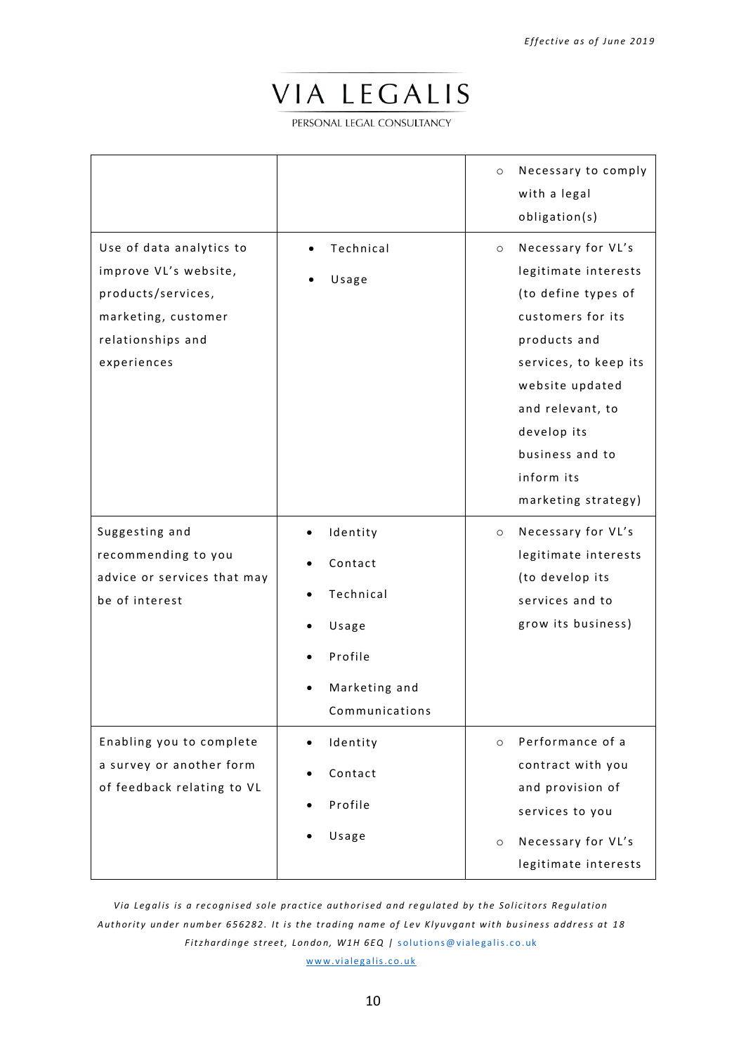| | | |
|---|---|---|
| | | ○ Necessary to comply with a legal obligation(s) |
| Use of data analytics to improve VL's website, products/services, marketing, customer relationships and experiences | • Technical<br>• Usage | ○ Necessary for VL's legitimate interests (to define types of customers for its products and services, to keep its website updated and relevant, to develop its business and to inform its marketing strategy) |
| Suggesting and recommending to you advice or services that may be of interest | • Identity<br>• Contact<br>• Technical<br>• Usage<br>• Profile<br>• Marketing and Communications | ○ Necessary for VL's legitimate interests (to develop its services and to grow its business) |
| Enabling you to complete a survey or another form of feedback relating to VL | • Identity<br>• Contact<br>• Profile<br>• Usage | ○ Performance of a contract with you and provision of services to you<br>○ Necessary for VL's legitimate interests |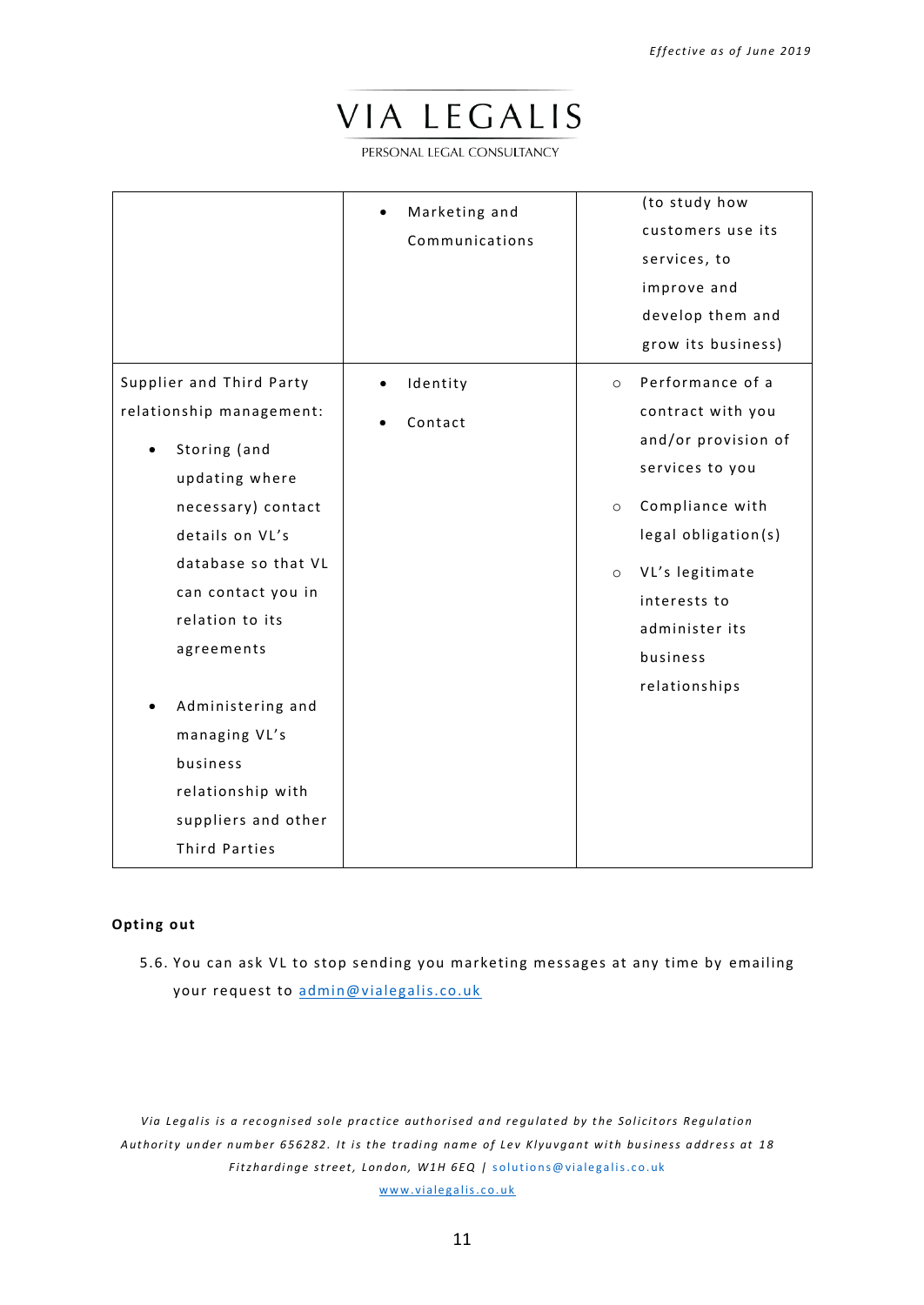| | | |
|---|---|---|
| | • Marketing and Communications | (to study how customers use its services, to improve and develop them and grow its business) |
| Supplier and Third Party relationship management:<br>• Storing (and updating where necessary) contact details on VL's database so that VL can contact you in relation to its agreements<br>• Administering and managing VL's business relationship with suppliers and other Third Parties | • Identity<br>• Contact | ○ Performance of a contract with you and/or provision of services to you<br>○ Compliance with legal obligation(s)<br>○ VL's legitimate interests to administer its business relationships |

**Opting out**

5.6. You can ask VL to stop sending you marketing messages at any time by emailing your request to admin@vialegalis.co.uk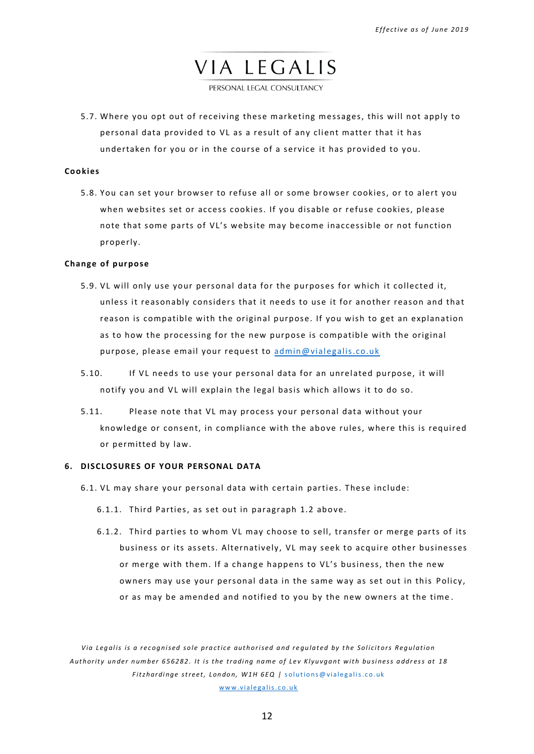5.7. Where you opt out of receiving these marketing messages, this will not apply to personal data provided to VL as a result of any client matter that it has undertaken for you or in the course of a service it has provided to you.

**Cookies**

5.8. You can set your browser to refuse all or some browser cookies, or to alert you when websites set or access cookies. If you disable or refuse cookies, please note that some parts of VL's website may become inaccessible or not function properly.

**Change of purpose**

5.9. VL will only use your personal data for the purposes for which it collected it, unless it reasonably considers that it needs to use it for another reason and that reason is compatible with the original purpose. If you wish to get an explanation as to how the processing for the new purpose is compatible with the original purpose, please email your request to admin@vialegalis.co.uk

5.10. If VL needs to use your personal data for an unrelated purpose, it will notify you and VL will explain the legal basis which allows it to do so.

5.11. Please note that VL may process your personal data without your knowledge or consent, in compliance with the above rules, where this is required or permitted by law.

**6. DISCLOSURES OF YOUR PERSONAL DATA**

6.1. VL may share your personal data with certain parties. These include:

6.1.1. Third Parties, as set out in paragraph 1.2 above.

6.1.2. Third parties to whom VL may choose to sell, transfer or merge parts of its business or its assets. Alternatively, VL may seek to acquire other businesses or merge with them. If a change happens to VL's business, then the new owners may use your personal data in the same way as set out in this Policy, or as may be amended and notified to you by the new owners at the time.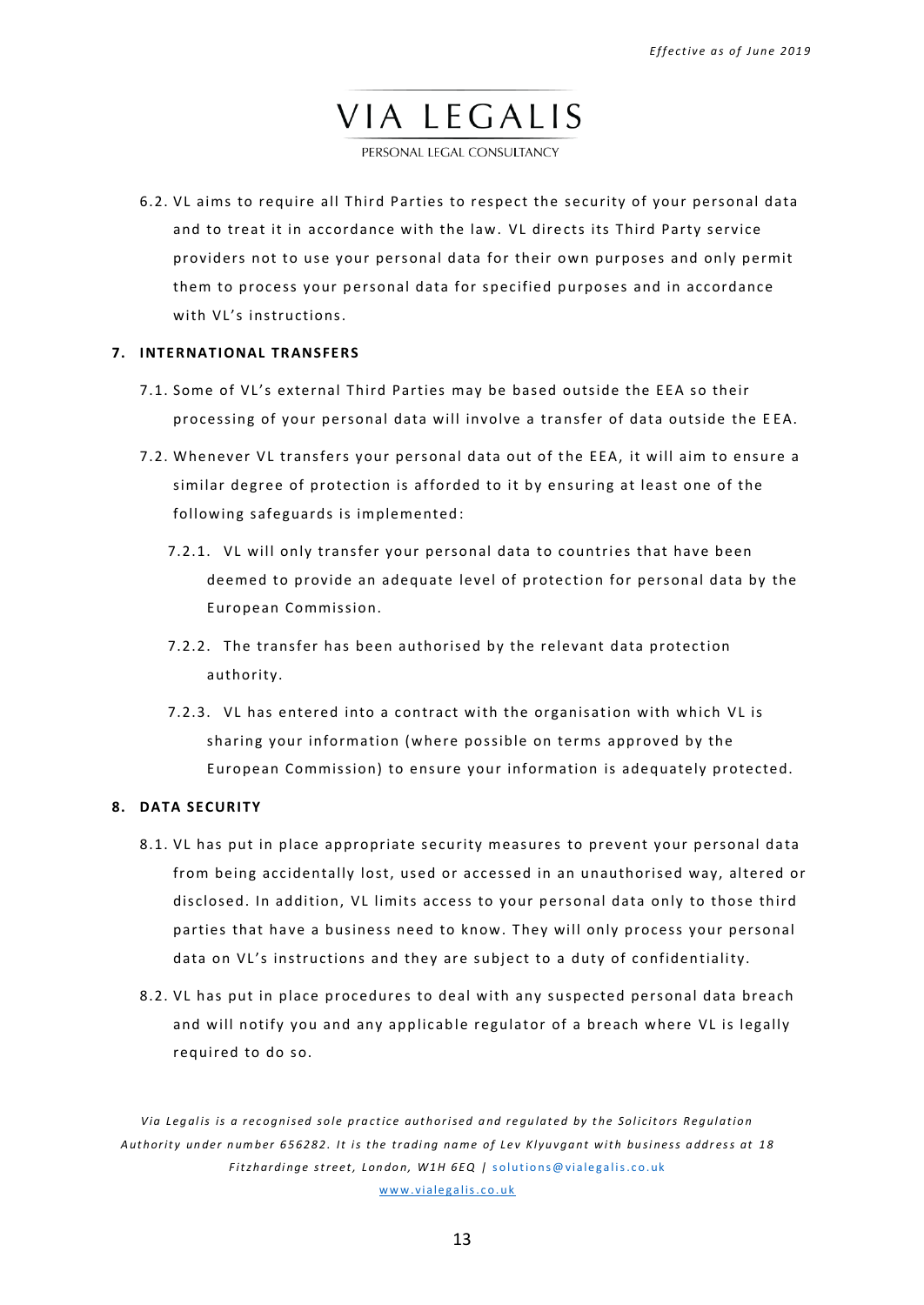6.2. VL aims to require all Third Parties to respect the security of your personal data and to treat it in accordance with the law. VL directs its Third Party service providers not to use your personal data for their own purposes and only permit them to process your personal data for specified purposes and in accordance with VL's instructions.

## 7. INTERNATIONAL TRANSFERS

7.1. Some of VL's external Third Parties may be based outside the EEA so their processing of your personal data will involve a transfer of data outside the EEA.

7.2. Whenever VL transfers your personal data out of the EEA, it will aim to ensure a similar degree of protection is afforded to it by ensuring at least one of the following safeguards is implemented:

7.2.1. VL will only transfer your personal data to countries that have been deemed to provide an adequate level of protection for personal data by the European Commission.

7.2.2. The transfer has been authorised by the relevant data protection authority.

7.2.3. VL has entered into a contract with the organisation with which VL is sharing your information (where possible on terms approved by the European Commission) to ensure your information is adequately protected.

## 8. DATA SECURITY

8.1. VL has put in place appropriate security measures to prevent your personal data from being accidentally lost, used or accessed in an unauthorised way, altered or disclosed. In addition, VL limits access to your personal data only to those third parties that have a business need to know. They will only process your personal data on VL's instructions and they are subject to a duty of confidentiality.

8.2. VL has put in place procedures to deal with any suspected personal data breach and will notify you and any applicable regulator of a breach where VL is legally required to do so.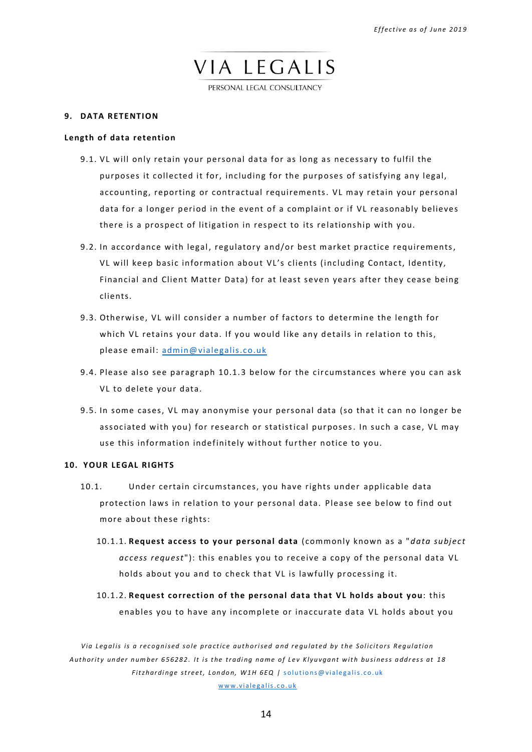## 9. DATA RETENTION

### Length of data retention

9.1. VL will only retain your personal data for as long as necessary to fulfil the purposes it collected it for, including for the purposes of satisfying any legal, accounting, reporting or contractual requirements. VL may retain your personal data for a longer period in the event of a complaint or if VL reasonably believes there is a prospect of litigation in respect to its relationship with you.

9.2. In accordance with legal, regulatory and/or best market practice requirements, VL will keep basic information about VL's clients (including Contact, Identity, Financial and Client Matter Data) for at least seven years after they cease being clients.

9.3. Otherwise, VL will consider a number of factors to determine the length for which VL retains your data. If you would like any details in relation to this, please email: admin@vialegalis.co.uk

9.4. Please also see paragraph 10.1.3 below for the circumstances where you can ask VL to delete your data.

9.5. In some cases, VL may anonymise your personal data (so that it can no longer be associated with you) for research or statistical purposes. In such a case, VL may use this information indefinitely without further notice to you.

## 10. YOUR LEGAL RIGHTS

10.1. Under certain circumstances, you have rights under applicable data protection laws in relation to your personal data. Please see below to find out more about these rights:

10.1.1. **Request access to your personal data** (commonly known as a "*data subject access request*"): this enables you to receive a copy of the personal data VL holds about you and to check that VL is lawfully processing it.

10.1.2. **Request correction of the personal data that VL holds about you**: this enables you to have any incomplete or inaccurate data VL holds about you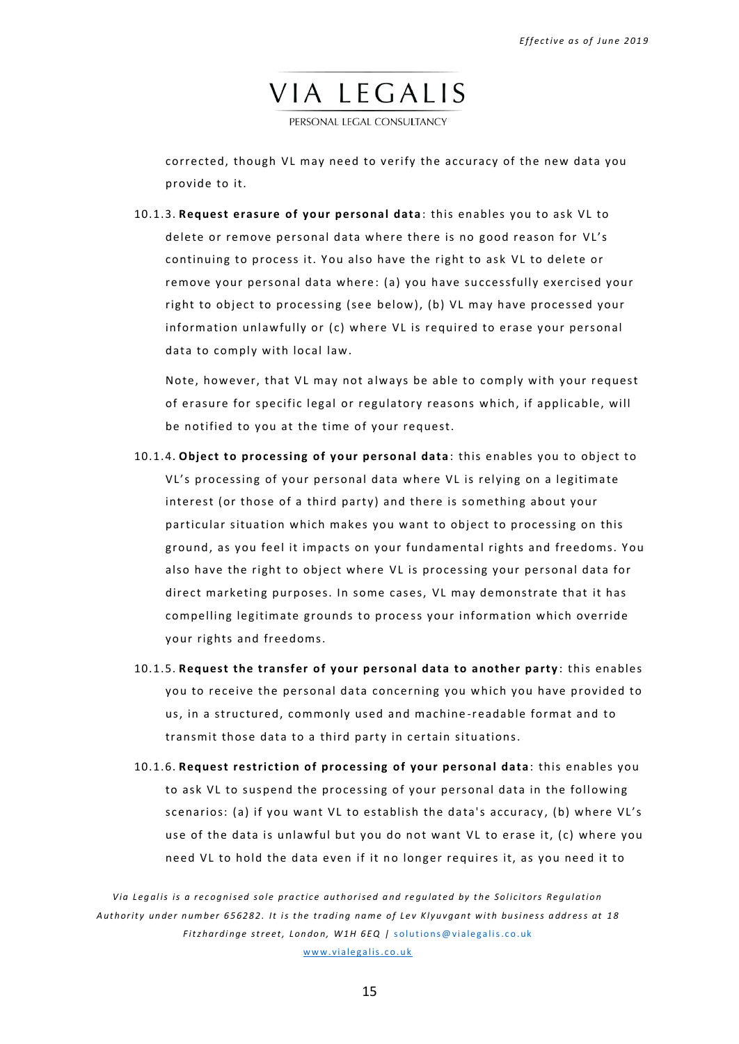corrected, though VL may need to verify the accuracy of the new data you provide to it.

10.1.3. **Request erasure of your personal data**: this enables you to ask VL to delete or remove personal data where there is no good reason for VL's continuing to process it. You also have the right to ask VL to delete or remove your personal data where: (a) you have successfully exercised your right to object to processing (see below), (b) VL may have processed your information unlawfully or (c) where VL is required to erase your personal data to comply with local law.

Note, however, that VL may not always be able to comply with your request of erasure for specific legal or regulatory reasons which, if applicable, will be notified to you at the time of your request.

10.1.4. **Object to processing of your personal data**: this enables you to object to VL's processing of your personal data where VL is relying on a legitimate interest (or those of a third party) and there is something about your particular situation which makes you want to object to processing on this ground, as you feel it impacts on your fundamental rights and freedoms. You also have the right to object where VL is processing your personal data for direct marketing purposes. In some cases, VL may demonstrate that it has compelling legitimate grounds to process your information which override your rights and freedoms.

10.1.5. **Request the transfer of your personal data to another party**: this enables you to receive the personal data concerning you which you have provided to us, in a structured, commonly used and machine-readable format and to transmit those data to a third party in certain situations.

10.1.6. **Request restriction of processing of your personal data**: this enables you to ask VL to suspend the processing of your personal data in the following scenarios: (a) if you want VL to establish the data's accuracy, (b) where VL's use of the data is unlawful but you do not want VL to erase it, (c) where you need VL to hold the data even if it no longer requires it, as you need it to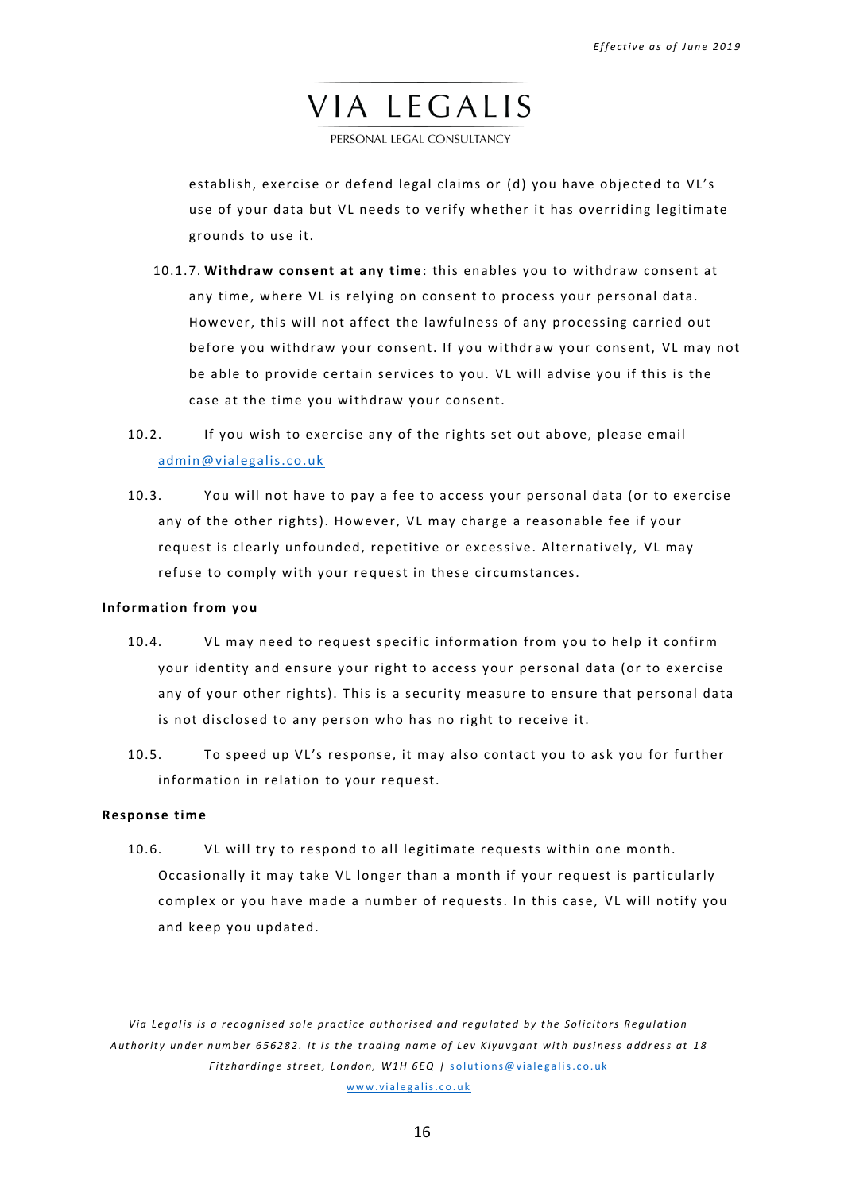establish, exercise or defend legal claims or (d) you have objected to VL's use of your data but VL needs to verify whether it has overriding legitimate grounds to use it.

10.1.7. **Withdraw consent at any time**: this enables you to withdraw consent at any time, where VL is relying on consent to process your personal data. However, this will not affect the lawfulness of any processing carried out before you withdraw your consent. If you withdraw your consent, VL may not be able to provide certain services to you. VL will advise you if this is the case at the time you withdraw your consent.

10.2. If you wish to exercise any of the rights set out above, please email admin@vialegalis.co.uk

10.3. You will not have to pay a fee to access your personal data (or to exercise any of the other rights). However, VL may charge a reasonable fee if your request is clearly unfounded, repetitive or excessive. Alternatively, VL may refuse to comply with your request in these circumstances.

**Information from you**

10.4. VL may need to request specific information from you to help it confirm your identity and ensure your right to access your personal data (or to exercise any of your other rights). This is a security measure to ensure that personal data is not disclosed to any person who has no right to receive it.

10.5. To speed up VL's response, it may also contact you to ask you for further information in relation to your request.

**Response time**

10.6. VL will try to respond to all legitimate requests within one month. Occasionally it may take VL longer than a month if your request is particularly complex or you have made a number of requests. In this case, VL will notify you and keep you updated.